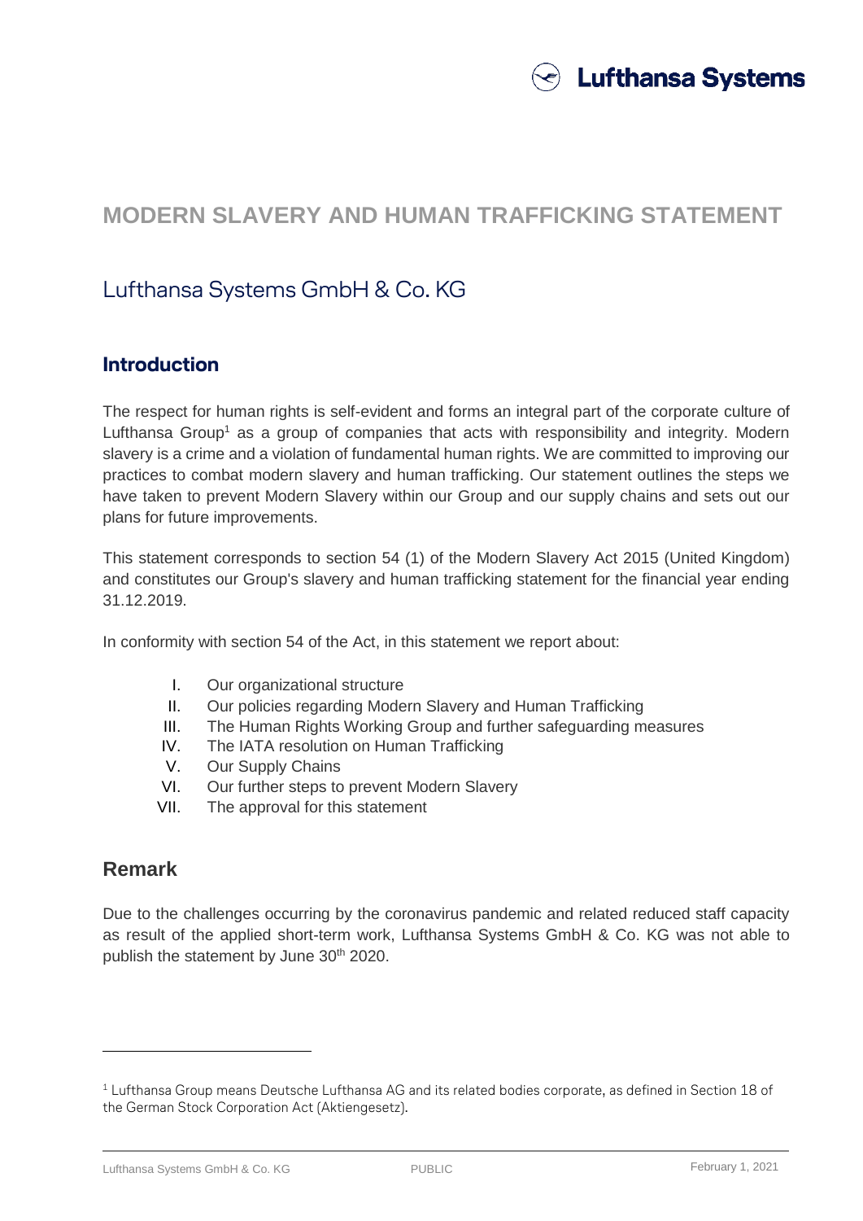# MODERN SLAVERY AND HUMAN TRAFFICKING STATEMENT

## Lufthansa Systems GmbH & Co. KG

### Introduction

The respect for human rights is self-evident and forms an integral part of the corporate culture of Lufthansa Group[1] as a group of companies that acts with responsibility and integrity. Modern slavery is a crime and a violation of fundamental human rights. We are committed to improving our practices to combat modern slavery and human trafficking. Our statement outlines the steps we have taken to prevent Modern Slavery within our Group and our supply chains and sets out our plans for future improvements.

This statement corresponds to section 54 (1) of the Modern Slavery Act 2015 (United Kingdom) and constitutes our Group's slavery and human trafficking statement for the financial year ending 31.12.2019.

In conformity with section 54 of the Act, in this statement we report about:

I. Our organizational structure
II. Our policies regarding Modern Slavery and Human Trafficking
III. The Human Rights Working Group and further safeguarding measures
IV. The IATA resolution on Human Trafficking
V. Our Supply Chains
VI. Our further steps to prevent Modern Slavery
VII. The approval for this statement

### Remark

Due to the challenges occurring by the coronavirus pandemic and related reduced staff capacity as result of the applied short-term work, Lufthansa Systems GmbH & Co. KG was not able to publish the statement by June 30th 2020.

---

[1] Lufthansa Group means Deutsche Lufthansa AG and its related bodies corporate, as defined in Section 18 of the German Stock Corporation Act (Aktiengesetz).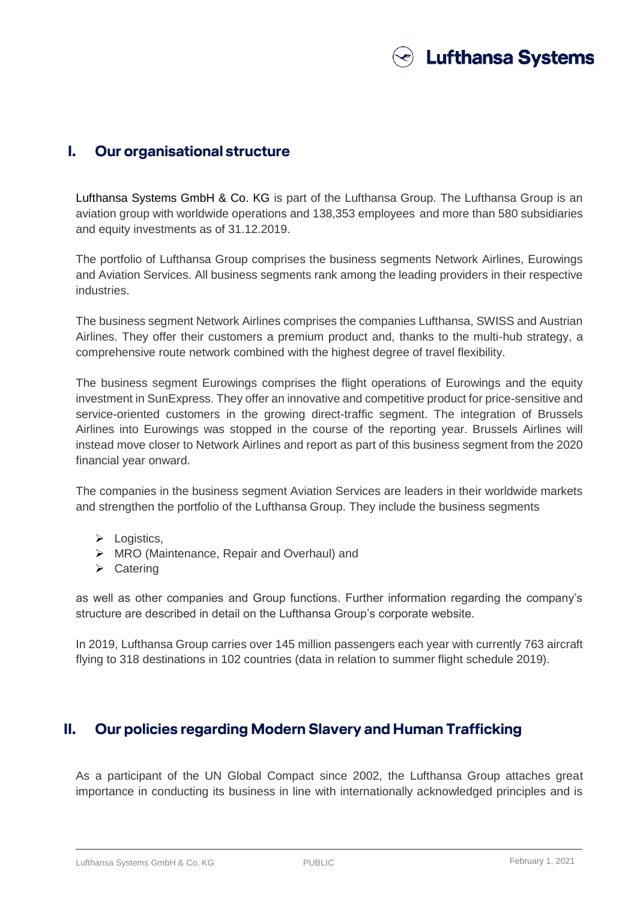## I. Our organisational structure

Lufthansa Systems GmbH & Co. KG is part of the Lufthansa Group. The Lufthansa Group is an aviation group with worldwide operations and 138,353 employees and more than 580 subsidiaries and equity investments as of 31.12.2019.

The portfolio of Lufthansa Group comprises the business segments Network Airlines, Eurowings and Aviation Services. All business segments rank among the leading providers in their respective industries.

The business segment Network Airlines comprises the companies Lufthansa, SWISS and Austrian Airlines. They offer their customers a premium product and, thanks to the multi-hub strategy, a comprehensive route network combined with the highest degree of travel flexibility.

The business segment Eurowings comprises the flight operations of Eurowings and the equity investment in SunExpress. They offer an innovative and competitive product for price-sensitive and service-oriented customers in the growing direct-traffic segment. The integration of Brussels Airlines into Eurowings was stopped in the course of the reporting year. Brussels Airlines will instead move closer to Network Airlines and report as part of this business segment from the 2020 financial year onward.

The companies in the business segment Aviation Services are leaders in their worldwide markets and strengthen the portfolio of the Lufthansa Group. They include the business segments

- Logistics,
- MRO (Maintenance, Repair and Overhaul) and
- Catering

as well as other companies and Group functions. Further information regarding the company's structure are described in detail on the Lufthansa Group's corporate website.

In 2019, Lufthansa Group carries over 145 million passengers each year with currently 763 aircraft flying to 318 destinations in 102 countries (data in relation to summer flight schedule 2019).

## II. Our policies regarding Modern Slavery and Human Trafficking

As a participant of the UN Global Compact since 2002, the Lufthansa Group attaches great importance in conducting its business in line with internationally acknowledged principles and is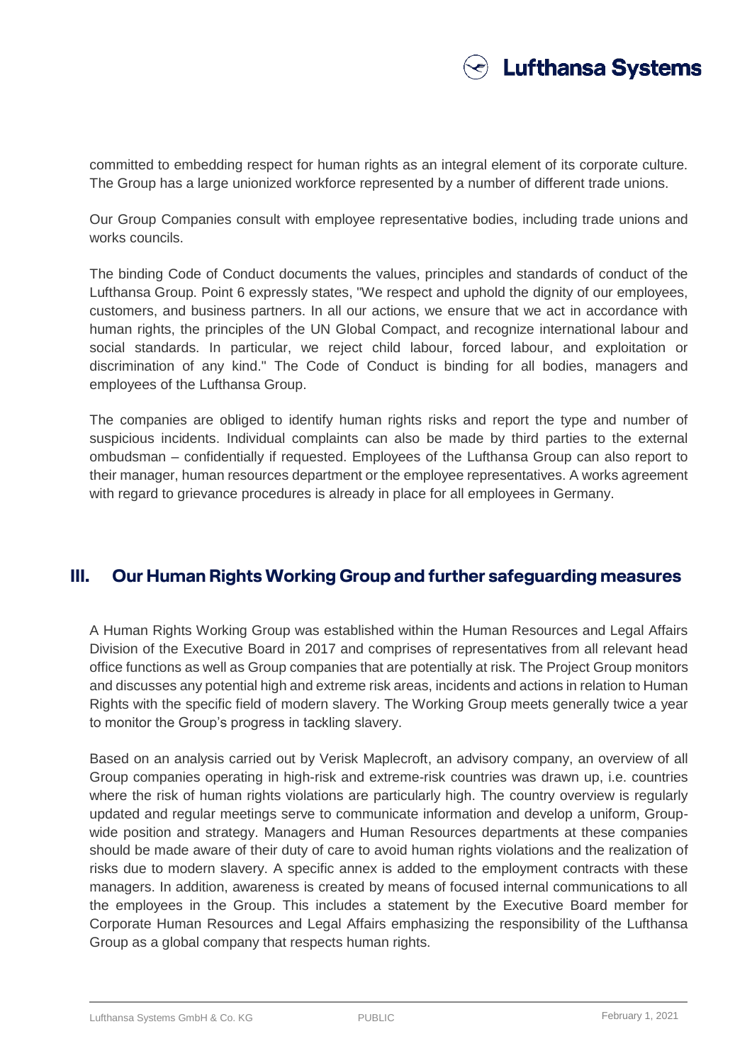committed to embedding respect for human rights as an integral element of its corporate culture. The Group has a large unionized workforce represented by a number of different trade unions.

Our Group Companies consult with employee representative bodies, including trade unions and works councils.

The binding Code of Conduct documents the values, principles and standards of conduct of the Lufthansa Group. Point 6 expressly states, "We respect and uphold the dignity of our employees, customers, and business partners. In all our actions, we ensure that we act in accordance with human rights, the principles of the UN Global Compact, and recognize international labour and social standards. In particular, we reject child labour, forced labour, and exploitation or discrimination of any kind." The Code of Conduct is binding for all bodies, managers and employees of the Lufthansa Group.

The companies are obliged to identify human rights risks and report the type and number of suspicious incidents. Individual complaints can also be made by third parties to the external ombudsman – confidentially if requested. Employees of the Lufthansa Group can also report to their manager, human resources department or the employee representatives. A works agreement with regard to grievance procedures is already in place for all employees in Germany.

## III. Our Human Rights Working Group and further safeguarding measures

A Human Rights Working Group was established within the Human Resources and Legal Affairs Division of the Executive Board in 2017 and comprises of representatives from all relevant head office functions as well as Group companies that are potentially at risk. The Project Group monitors and discusses any potential high and extreme risk areas, incidents and actions in relation to Human Rights with the specific field of modern slavery. The Working Group meets generally twice a year to monitor the Group's progress in tackling slavery.

Based on an analysis carried out by Verisk Maplecroft, an advisory company, an overview of all Group companies operating in high-risk and extreme-risk countries was drawn up, i.e. countries where the risk of human rights violations are particularly high. The country overview is regularly updated and regular meetings serve to communicate information and develop a uniform, Group-wide position and strategy. Managers and Human Resources departments at these companies should be made aware of their duty of care to avoid human rights violations and the realization of risks due to modern slavery. A specific annex is added to the employment contracts with these managers. In addition, awareness is created by means of focused internal communications to all the employees in the Group. This includes a statement by the Executive Board member for Corporate Human Resources and Legal Affairs emphasizing the responsibility of the Lufthansa Group as a global company that respects human rights.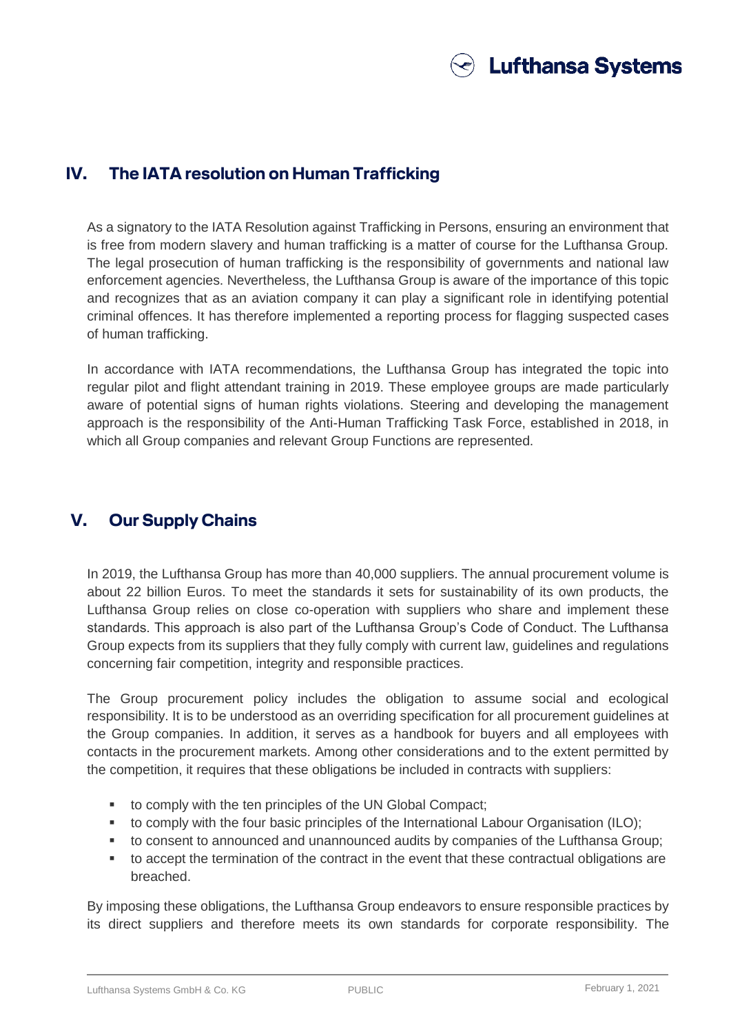## IV. The IATA resolution on Human Trafficking

As a signatory to the IATA Resolution against Trafficking in Persons, ensuring an environment that is free from modern slavery and human trafficking is a matter of course for the Lufthansa Group. The legal prosecution of human trafficking is the responsibility of governments and national law enforcement agencies. Nevertheless, the Lufthansa Group is aware of the importance of this topic and recognizes that as an aviation company it can play a significant role in identifying potential criminal offences. It has therefore implemented a reporting process for flagging suspected cases of human trafficking.

In accordance with IATA recommendations, the Lufthansa Group has integrated the topic into regular pilot and flight attendant training in 2019. These employee groups are made particularly aware of potential signs of human rights violations. Steering and developing the management approach is the responsibility of the Anti-Human Trafficking Task Force, established in 2018, in which all Group companies and relevant Group Functions are represented.

## V. Our Supply Chains

In 2019, the Lufthansa Group has more than 40,000 suppliers. The annual procurement volume is about 22 billion Euros. To meet the standards it sets for sustainability of its own products, the Lufthansa Group relies on close co-operation with suppliers who share and implement these standards. This approach is also part of the Lufthansa Group's Code of Conduct. The Lufthansa Group expects from its suppliers that they fully comply with current law, guidelines and regulations concerning fair competition, integrity and responsible practices.

The Group procurement policy includes the obligation to assume social and ecological responsibility. It is to be understood as an overriding specification for all procurement guidelines at the Group companies. In addition, it serves as a handbook for buyers and all employees with contacts in the procurement markets. Among other considerations and to the extent permitted by the competition, it requires that these obligations be included in contracts with suppliers:

- to comply with the ten principles of the UN Global Compact;
- to comply with the four basic principles of the International Labour Organisation (ILO);
- to consent to announced and unannounced audits by companies of the Lufthansa Group;
- to accept the termination of the contract in the event that these contractual obligations are breached.

By imposing these obligations, the Lufthansa Group endeavors to ensure responsible practices by its direct suppliers and therefore meets its own standards for corporate responsibility. The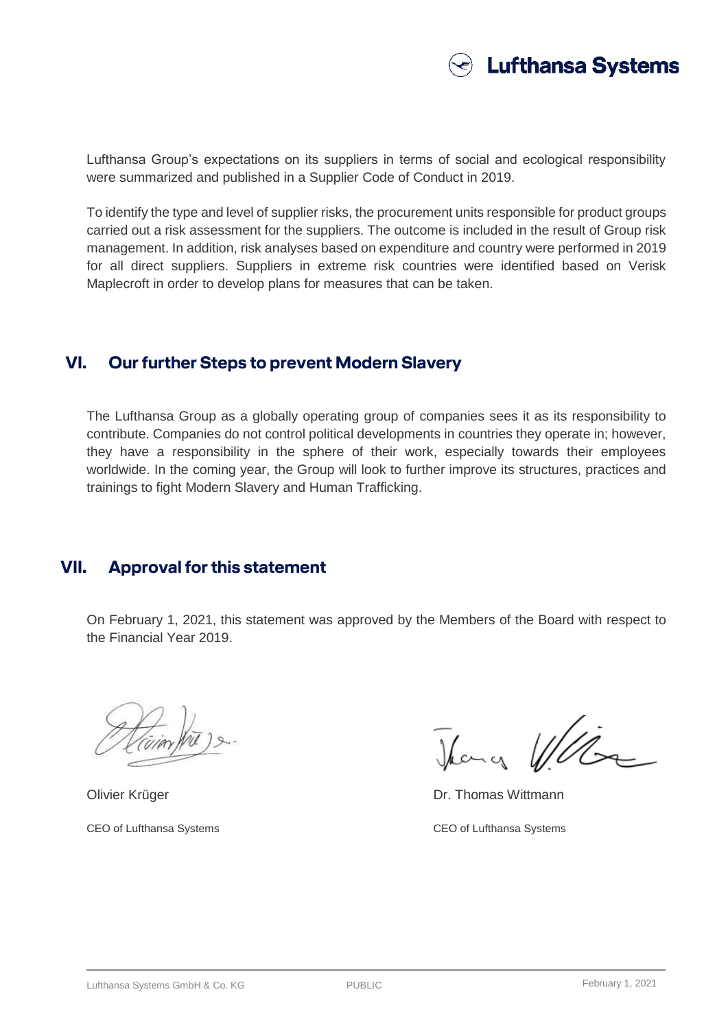Lufthansa Group's expectations on its suppliers in terms of social and ecological responsibility were summarized and published in a Supplier Code of Conduct in 2019.

To identify the type and level of supplier risks, the procurement units responsible for product groups carried out a risk assessment for the suppliers. The outcome is included in the result of Group risk management. In addition, risk analyses based on expenditure and country were performed in 2019 for all direct suppliers. Suppliers in extreme risk countries were identified based on Verisk Maplecroft in order to develop plans for measures that can be taken.

## VI. Our further Steps to prevent Modern Slavery

The Lufthansa Group as a globally operating group of companies sees it as its responsibility to contribute. Companies do not control political developments in countries they operate in; however, they have a responsibility in the sphere of their work, especially towards their employees worldwide. In the coming year, the Group will look to further improve its structures, practices and trainings to fight Modern Slavery and Human Trafficking.

## VII. Approval for this statement

On February 1, 2021, this statement was approved by the Members of the Board with respect to the Financial Year 2019.

Olivier Krüger

CEO of Lufthansa Systems

Dr. Thomas Wittmann

CEO of Lufthansa Systems